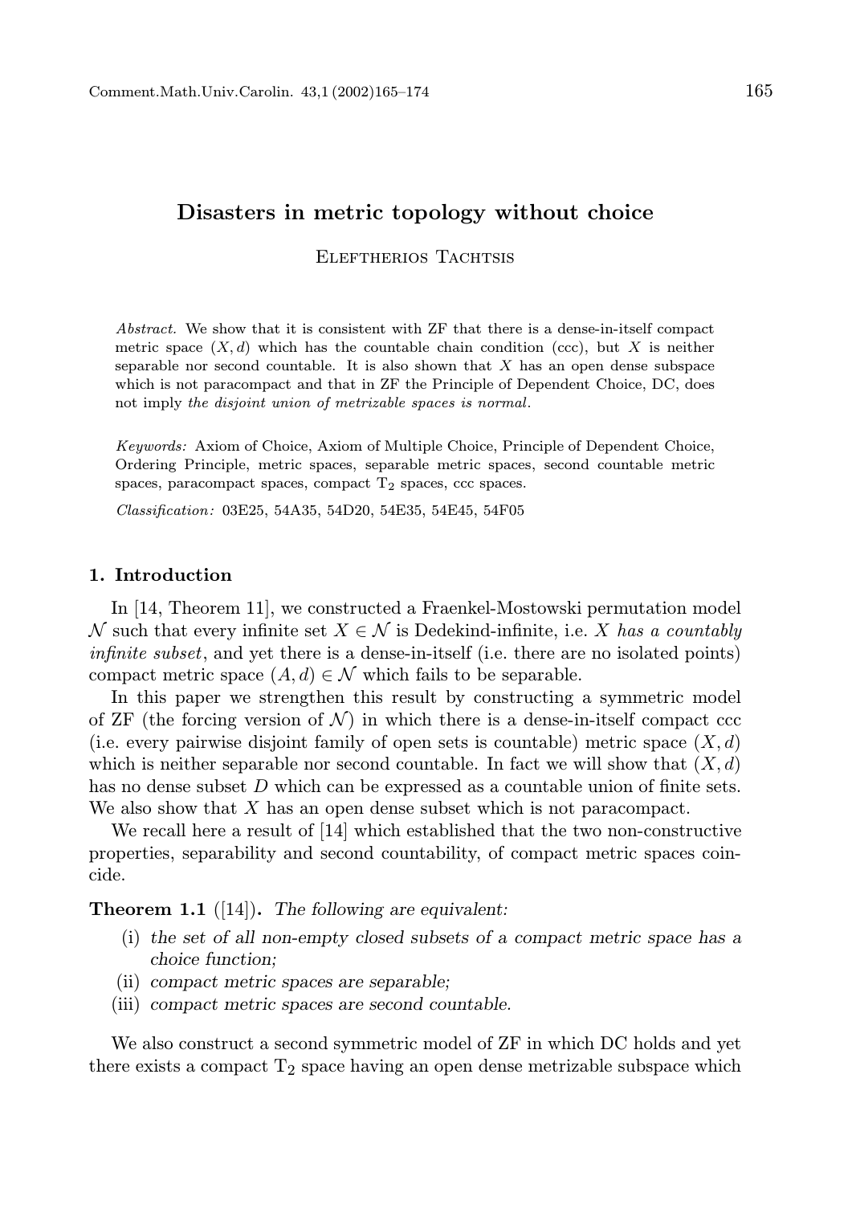# Disasters in metric topology without choice

Eleftherios Tachtsis

*Abstract.* We show that it is consistent with ZF that there is a dense-in-itself compact metric space $(X, d)$ which has the countable chain condition (ccc), but $X$ is neither separable nor second countable. It is also shown that $X$ has an open dense subspace which is not paracompact and that in ZF the Principle of Dependent Choice, DC, does not imply *the disjoint union of metrizable spaces is normal.*

*Keywords:* Axiom of Choice, Axiom of Multiple Choice, Principle of Dependent Choice, Ordering Principle, metric spaces, separable metric spaces, second countable metric spaces, paracompact spaces, compact $T_2$ spaces, ccc spaces.

*Classification:* 03E25, 54A35, 54D20, 54E35, 54E45, 54F05

## 1. Introduction

In [14, Theorem 11], we constructed a Fraenkel-Mostowski permutation model $\mathcal{N}$ such that every infinite set $X \in \mathcal{N}$ is Dedekind-infinite, i.e. $X$ *has a countably infinite subset*, and yet there is a dense-in-itself (i.e. there are no isolated points) compact metric space $(A, d) \in \mathcal{N}$ which fails to be separable.

In this paper we strengthen this result by constructing a symmetric model of ZF (the forcing version of $\mathcal{N}$) in which there is a dense-in-itself compact ccc (i.e. every pairwise disjoint family of open sets is countable) metric space $(X, d)$ which is neither separable nor second countable. In fact we will show that $(X, d)$ has no dense subset $D$ which can be expressed as a countable union of finite sets. We also show that $X$ has an open dense subset which is not paracompact.

We recall here a result of [14] which established that the two non-constructive properties, separability and second countability, of compact metric spaces coincide.

**Theorem 1.1** ([14]). *The following are equivalent:*

1. *the set of all non-empty closed subsets of a compact metric space has a choice function;*
2. *compact metric spaces are separable;*
3. *compact metric spaces are second countable.*

We also construct a second symmetric model of ZF in which DC holds and yet there exists a compact $T_2$ space having an open dense metrizable subspace which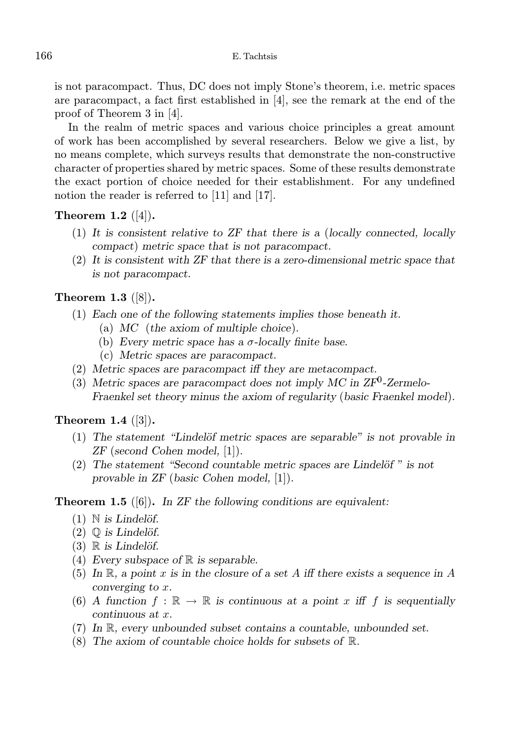is not paracompact. Thus, DC does not imply Stone's theorem, i.e. metric spaces are paracompact, a fact first established in [4], see the remark at the end of the proof of Theorem 3 in [4].

In the realm of metric spaces and various choice principles a great amount of work has been accomplished by several researchers. Below we give a list, by no means complete, which surveys results that demonstrate the non-constructive character of properties shared by metric spaces. Some of these results demonstrate the exact portion of choice needed for their establishment. For any undefined notion the reader is referred to [11] and [17].

**Theorem 1.2** ([4]).

1. *It is consistent relative to ZF that there is a* (*locally connected, locally compact*) *metric space that is not paracompact.*
2. *It is consistent with ZF that there is a zero-dimensional metric space that is not paracompact.*

**Theorem 1.3** ([8]).

1. *Each one of the following statements implies those beneath it.*
   - (a) *MC* (*the axiom of multiple choice*).
   - (b) *Every metric space has a $\sigma$-locally finite base.*
   - (c) *Metric spaces are paracompact.*
2. *Metric spaces are paracompact iff they are metacompact.*
3. *Metric spaces are paracompact does not imply MC in $ZF^0$-Zermelo-Fraenkel set theory minus the axiom of regularity* (*basic Fraenkel model*).

**Theorem 1.4** ([3]).

1. *The statement "Lindelöf metric spaces are separable" is not provable in ZF* (*second Cohen model*, [1]).
2. *The statement "Second countable metric spaces are Lindelöf" is not provable in ZF* (*basic Cohen model*, [1]).

**Theorem 1.5** ([6]). *In ZF the following conditions are equivalent:*

1. *$\mathbb{N}$ is Lindelöf.*
2. *$\mathbb{Q}$ is Lindelöf.*
3. *$\mathbb{R}$ is Lindelöf.*
4. *Every subspace of $\mathbb{R}$ is separable.*
5. *In $\mathbb{R}$, a point $x$ is in the closure of a set $A$ iff there exists a sequence in $A$ converging to $x$.*
6. *A function $f : \mathbb{R} \to \mathbb{R}$ is continuous at a point $x$ iff $f$ is sequentially continuous at $x$.*
7. *In $\mathbb{R}$, every unbounded subset contains a countable, unbounded set.*
8. *The axiom of countable choice holds for subsets of $\mathbb{R}$.*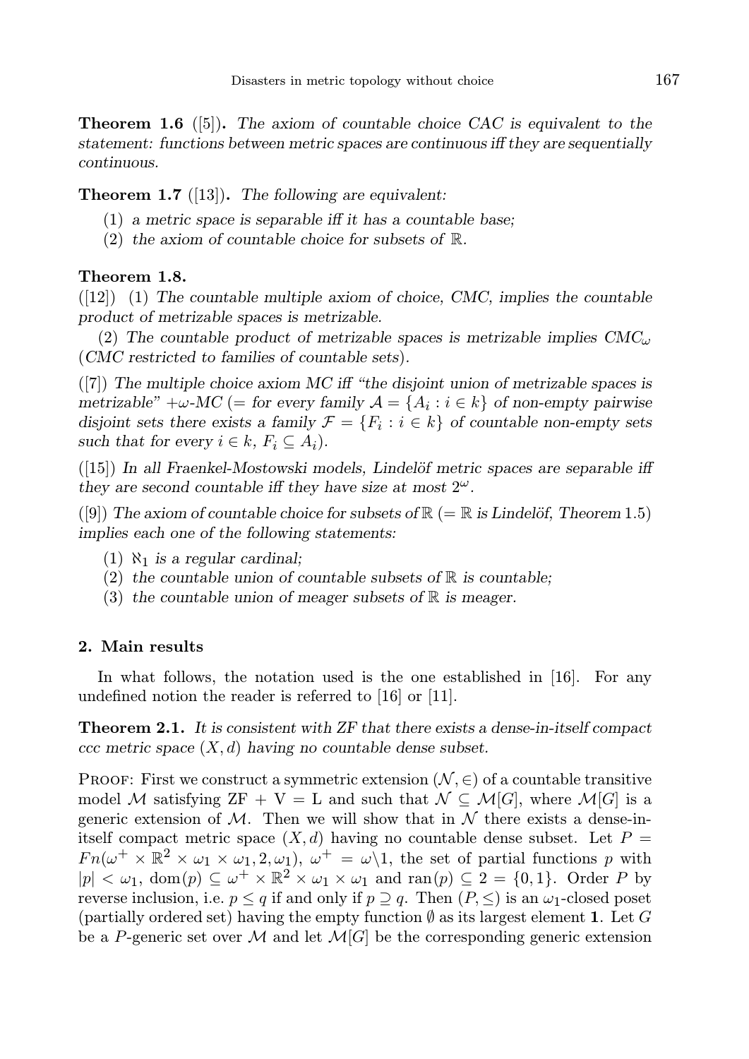**Theorem 1.6** ([5])**.** *The axiom of countable choice CAC is equivalent to the statement: functions between metric spaces are continuous iff they are sequentially continuous.*

**Theorem 1.7** ([13])**.** *The following are equivalent:*

(1) *a metric space is separable iff it has a countable base;*

(2) *the axiom of countable choice for subsets of* $\mathbb{R}$*.*

**Theorem 1.8.**

([12]) (1) *The countable multiple axiom of choice, CMC, implies the countable product of metrizable spaces is metrizable.*

(2) *The countable product of metrizable spaces is metrizable implies* $\mathrm{CMC}_\omega$ *(CMC restricted to families of countable sets).*

([7]) *The multiple choice axiom MC iff "the disjoint union of metrizable spaces is metrizable"* $+\omega$*-MC (= for every family* $\mathcal{A} = \{A_i : i \in k\}$ *of non-empty pairwise disjoint sets there exists a family* $\mathcal{F} = \{F_i : i \in k\}$ *of countable non-empty sets such that for every* $i \in k$*,* $F_i \subseteq A_i$*).*

([15]) *In all Fraenkel-Mostowski models, Lindelöf metric spaces are separable iff they are second countable iff they have size at most* $2^\omega$*.*

([9]) *The axiom of countable choice for subsets of* $\mathbb{R}$ *(=* $\mathbb{R}$ *is Lindelöf, Theorem* 1.5*) implies each one of the following statements:*

(1) $\aleph_1$ *is a regular cardinal;*

(2) *the countable union of countable subsets of* $\mathbb{R}$ *is countable;*

(3) *the countable union of meager subsets of* $\mathbb{R}$ *is meager.*

## 2. Main results

In what follows, the notation used is the one established in [16]. For any undefined notion the reader is referred to [16] or [11].

**Theorem 2.1.** *It is consistent with ZF that there exists a dense-in-itself compact ccc metric space* $(X, d)$ *having no countable dense subset.*

Proof: First we construct a symmetric extension $(\mathcal{N}, \in)$ of a countable transitive model $\mathcal{M}$ satisfying ZF + V = L and such that $\mathcal{N} \subseteq \mathcal{M}[G]$, where $\mathcal{M}[G]$ is a generic extension of $\mathcal{M}$. Then we will show that in $\mathcal{N}$ there exists a dense-in-itself compact metric space $(X, d)$ having no countable dense subset. Let $P = Fn(\omega^+ \times \mathbb{R}^2 \times \omega_1 \times \omega_1, 2, \omega_1)$, $\omega^+ = \omega \backslash 1$, the set of partial functions $p$ with $|p| < \omega_1$, $\mathrm{dom}(p) \subseteq \omega^+ \times \mathbb{R}^2 \times \omega_1 \times \omega_1$ and $\mathrm{ran}(p) \subseteq 2 = \{0, 1\}$. Order $P$ by reverse inclusion, i.e. $p \leq q$ if and only if $p \supseteq q$. Then $(P, \leq)$ is an $\omega_1$-closed poset (partially ordered set) having the empty function $\emptyset$ as its largest element $\mathbf{1}$. Let $G$ be a $P$-generic set over $\mathcal{M}$ and let $\mathcal{M}[G]$ be the corresponding generic extension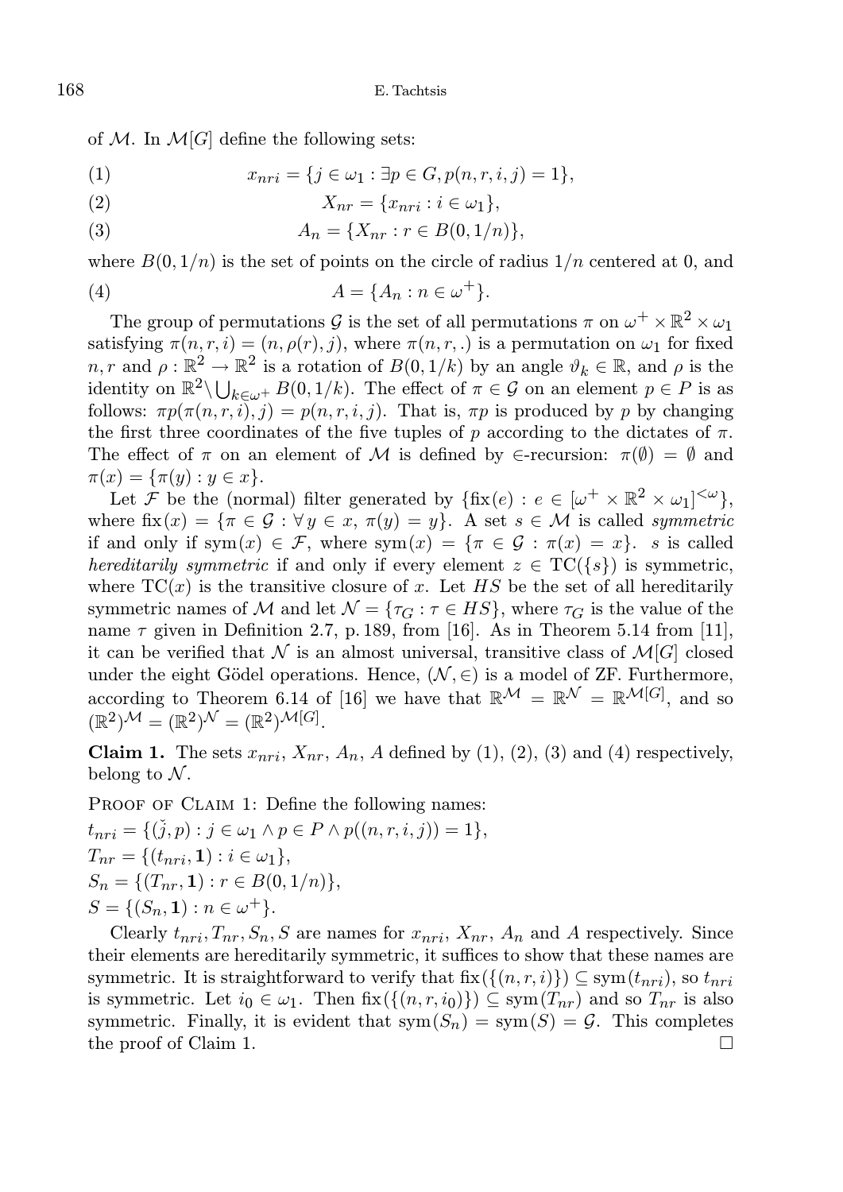of $\mathcal{M}$. In $\mathcal{M}[G]$ define the following sets:

$$x_{nri} = \{j \in \omega_1 : \exists p \in G, p(n,r,i,j) = 1\}, \tag{1}$$

$$X_{nr} = \{x_{nri} : i \in \omega_1\}, \tag{2}$$

$$A_n = \{X_{nr} : r \in B(0,1/n)\}, \tag{3}$$

where $B(0,1/n)$ is the set of points on the circle of radius $1/n$ centered at 0, and

$$A = \{A_n : n \in \omega^+\}. \tag{4}$$

The group of permutations $\mathcal{G}$ is the set of all permutations $\pi$ on $\omega^+ \times \mathbb{R}^2 \times \omega_1$ satisfying $\pi(n,r,i) = (n,\rho(r),j)$, where $\pi(n,r,.)$ is a permutation on $\omega_1$ for fixed $n, r$ and $\rho : \mathbb{R}^2 \to \mathbb{R}^2$ is a rotation of $B(0,1/k)$ by an angle $\vartheta_k \in \mathbb{R}$, and $\rho$ is the identity on $\mathbb{R}^2 \setminus \bigcup_{k\in\omega^+} B(0,1/k)$. The effect of $\pi \in \mathcal{G}$ on an element $p \in P$ is as follows: $\pi p(\pi(n,r,i),j) = p(n,r,i,j)$. That is, $\pi p$ is produced by $p$ by changing the first three coordinates of the five tuples of $p$ according to the dictates of $\pi$. The effect of $\pi$ on an element of $\mathcal{M}$ is defined by $\in$-recursion: $\pi(\emptyset) = \emptyset$ and $\pi(x) = \{\pi(y) : y \in x\}$.

Let $\mathcal{F}$ be the (normal) filter generated by $\{\mathrm{fix}(e) : e \in [\omega^+ \times \mathbb{R}^2 \times \omega_1]^{<\omega}\}$, where $\mathrm{fix}(x) = \{\pi \in \mathcal{G} : \forall y \in x,\ \pi(y) = y\}$. A set $s \in \mathcal{M}$ is called *symmetric* if and only if $\mathrm{sym}(x) \in \mathcal{F}$, where $\mathrm{sym}(x) = \{\pi \in \mathcal{G} : \pi(x) = x\}$. $s$ is called *hereditarily symmetric* if and only if every element $z \in \mathrm{TC}(\{s\})$ is symmetric, where $\mathrm{TC}(x)$ is the transitive closure of $x$. Let $HS$ be the set of all hereditarily symmetric names of $\mathcal{M}$ and let $\mathcal{N} = \{\tau_G : \tau \in HS\}$, where $\tau_G$ is the value of the name $\tau$ given in Definition 2.7, p. 189, from [16]. As in Theorem 5.14 from [11], it can be verified that $\mathcal{N}$ is an almost universal, transitive class of $\mathcal{M}[G]$ closed under the eight Gödel operations. Hence, $(\mathcal{N}, \in)$ is a model of ZF. Furthermore, according to Theorem 6.14 of [16] we have that $\mathbb{R}^{\mathcal{M}} = \mathbb{R}^{\mathcal{N}} = \mathbb{R}^{\mathcal{M}[G]}$, and so $(\mathbb{R}^2)^{\mathcal{M}} = (\mathbb{R}^2)^{\mathcal{N}} = (\mathbb{R}^2)^{\mathcal{M}[G]}$.

**Claim 1.** The sets $x_{nri}$, $X_{nr}$, $A_n$, $A$ defined by (1), (2), (3) and (4) respectively, belong to $\mathcal{N}$.

Proof of Claim 1: Define the following names:
$t_{nri} = \{(\check{j}, p) : j \in \omega_1 \wedge p \in P \wedge p((n,r,i,j)) = 1\}$,
$T_{nr} = \{(t_{nri}, \mathbf{1}) : i \in \omega_1\}$,
$S_n = \{(T_{nr}, \mathbf{1}) : r \in B(0,1/n)\}$,
$S = \{(S_n, \mathbf{1}) : n \in \omega^+\}$.

Clearly $t_{nri}, T_{nr}, S_n, S$ are names for $x_{nri}$, $X_{nr}$, $A_n$ and $A$ respectively. Since their elements are hereditarily symmetric, it suffices to show that these names are symmetric. It is straightforward to verify that $\mathrm{fix}(\{(n,r,i)\}) \subseteq \mathrm{sym}(t_{nri})$, so $t_{nri}$ is symmetric. Let $i_0 \in \omega_1$. Then $\mathrm{fix}(\{(n,r,i_0)\}) \subseteq \mathrm{sym}(T_{nr})$ and so $T_{nr}$ is also symmetric. Finally, it is evident that $\mathrm{sym}(S_n) = \mathrm{sym}(S) = \mathcal{G}$. This completes the proof of Claim 1. $\square$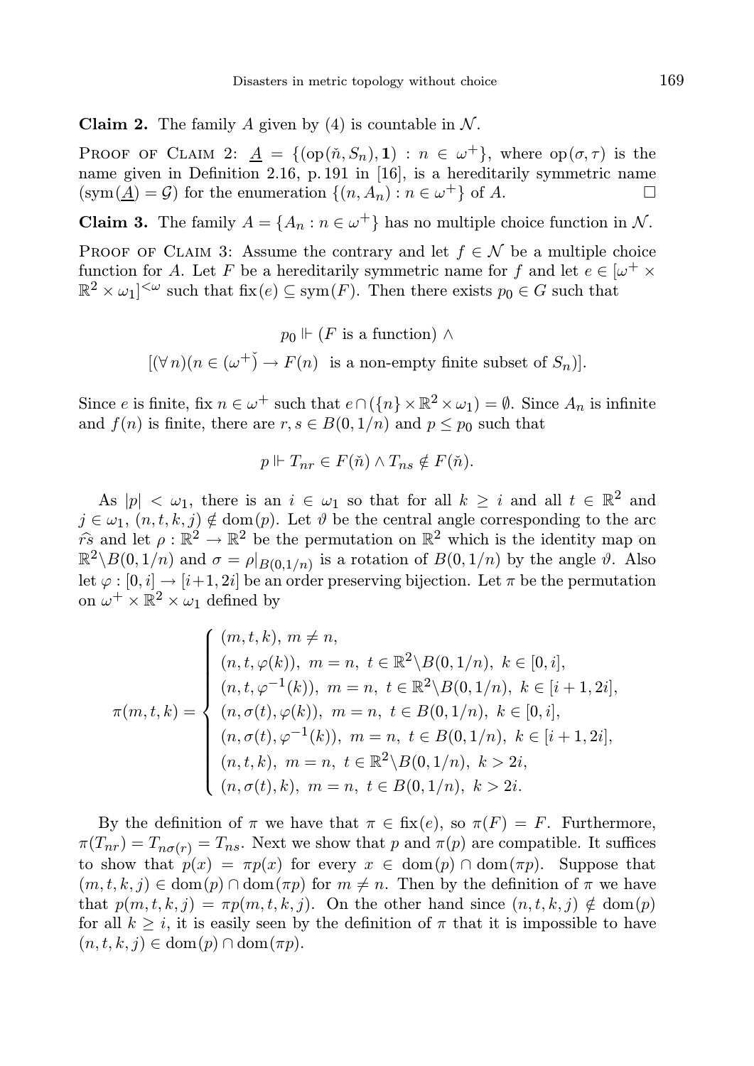**Claim 2.** The family $A$ given by (4) is countable in $\mathcal{N}$.

Proof of Claim 2: $\underline{A} = \{(\mathrm{op}(\check{n}, S_n), \mathbf{1}) : n \in \omega^+\}$, where $\mathrm{op}(\sigma, \tau)$ is the name given in Definition 2.16, p. 191 in [16], is a hereditarily symmetric name ($\mathrm{sym}(\underline{A}) = \mathcal{G}$) for the enumeration $\{(n, A_n) : n \in \omega^+\}$ of $A$. $\square$

**Claim 3.** The family $A = \{A_n : n \in \omega^+\}$ has no multiple choice function in $\mathcal{N}$.

Proof of Claim 3: Assume the contrary and let $f \in \mathcal{N}$ be a multiple choice function for $A$. Let $F$ be a hereditarily symmetric name for $f$ and let $e \in [\omega^+ \times \mathbb{R}^2 \times \omega_1]^{<\omega}$ such that $\mathrm{fix}(e) \subseteq \mathrm{sym}(F)$. Then there exists $p_0 \in G$ such that

$$p_0 \Vdash (F \text{ is a function}) \wedge$$
$$[(\forall n)(n \in (\omega^+\check{)} \rightarrow F(n) \ \text{ is a non-empty finite subset of } S_n)].$$

Since $e$ is finite, fix $n \in \omega^+$ such that $e \cap (\{n\} \times \mathbb{R}^2 \times \omega_1) = \emptyset$. Since $A_n$ is infinite and $f(n)$ is finite, there are $r, s \in B(0, 1/n)$ and $p \leq p_0$ such that

$$p \Vdash T_{nr} \in F(\check{n}) \wedge T_{ns} \notin F(\check{n}).$$

As $|p| < \omega_1$, there is an $i \in \omega_1$ so that for all $k \geq i$ and all $t \in \mathbb{R}^2$ and $j \in \omega_1$, $(n, t, k, j) \notin \mathrm{dom}(p)$. Let $\vartheta$ be the central angle corresponding to the arc $\widehat{rs}$ and let $\rho : \mathbb{R}^2 \rightarrow \mathbb{R}^2$ be the permutation on $\mathbb{R}^2$ which is the identity map on $\mathbb{R}^2 \backslash B(0, 1/n)$ and $\sigma = \rho|_{B(0,1/n)}$ is a rotation of $B(0, 1/n)$ by the angle $\vartheta$. Also let $\varphi : [0, i] \rightarrow [i+1, 2i]$ be an order preserving bijection. Let $\pi$ be the permutation on $\omega^+ \times \mathbb{R}^2 \times \omega_1$ defined by

$$\pi(m, t, k) = \begin{cases} (m, t, k), \ m \neq n, \\ (n, t, \varphi(k)), \ m = n, \ t \in \mathbb{R}^2 \backslash B(0, 1/n), \ k \in [0, i], \\ (n, t, \varphi^{-1}(k)), \ m = n, \ t \in \mathbb{R}^2 \backslash B(0, 1/n), \ k \in [i+1, 2i], \\ (n, \sigma(t), \varphi(k)), \ m = n, \ t \in B(0, 1/n), \ k \in [0, i], \\ (n, \sigma(t), \varphi^{-1}(k)), \ m = n, \ t \in B(0, 1/n), \ k \in [i+1, 2i], \\ (n, t, k), \ m = n, \ t \in \mathbb{R}^2 \backslash B(0, 1/n), \ k > 2i, \\ (n, \sigma(t), k), \ m = n, \ t \in B(0, 1/n), \ k > 2i. \end{cases}$$

By the definition of $\pi$ we have that $\pi \in \mathrm{fix}(e)$, so $\pi(F) = F$. Furthermore, $\pi(T_{nr}) = T_{n\sigma(r)} = T_{ns}$. Next we show that $p$ and $\pi(p)$ are compatible. It suffices to show that $p(x) = \pi p(x)$ for every $x \in \mathrm{dom}(p) \cap \mathrm{dom}(\pi p)$. Suppose that $(m, t, k, j) \in \mathrm{dom}(p) \cap \mathrm{dom}(\pi p)$ for $m \neq n$. Then by the definition of $\pi$ we have that $p(m, t, k, j) = \pi p(m, t, k, j)$. On the other hand since $(n, t, k, j) \notin \mathrm{dom}(p)$ for all $k \geq i$, it is easily seen by the definition of $\pi$ that it is impossible to have $(n, t, k, j) \in \mathrm{dom}(p) \cap \mathrm{dom}(\pi p)$.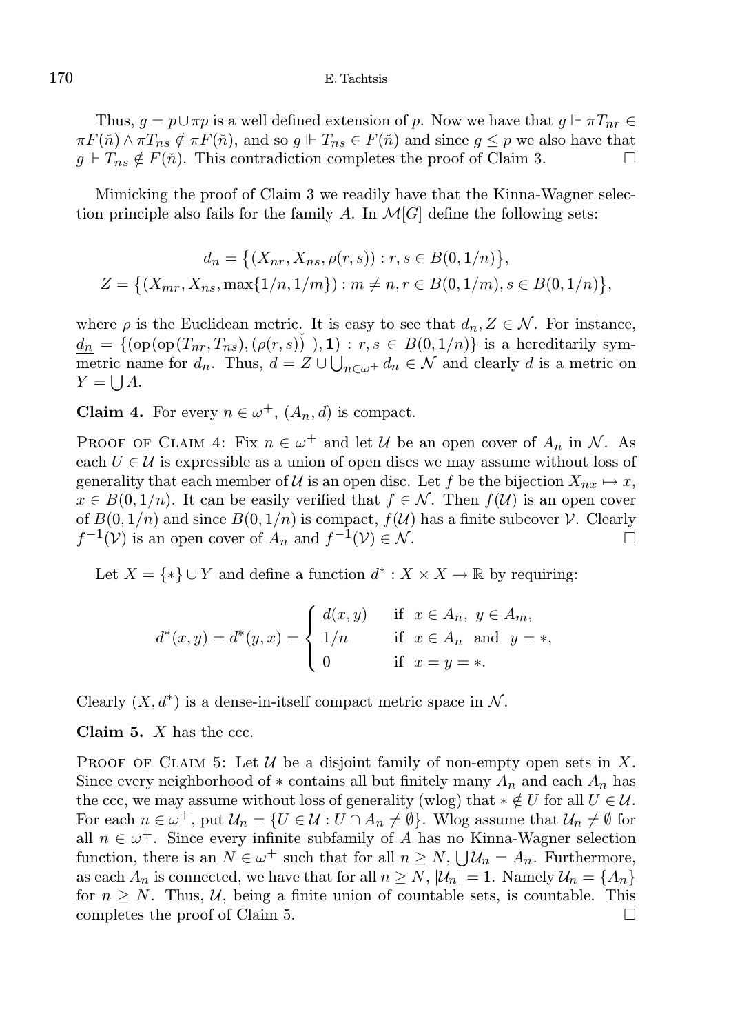Thus, $g = p \cup \pi p$ is a well defined extension of $p$. Now we have that $g \Vdash \pi T_{nr} \in \pi F(\check{n}) \wedge \pi T_{ns} \notin \pi F(\check{n})$, and so $g \Vdash T_{ns} \in F(\check{n})$ and since $g \leq p$ we also have that $g \Vdash T_{ns} \notin F(\check{n})$. This contradiction completes the proof of Claim 3. □

Mimicking the proof of Claim 3 we readily have that the Kinna-Wagner selection principle also fails for the family $A$. In $\mathcal{M}[G]$ define the following sets:

$$d_n = \{(X_{nr}, X_{ns}, \rho(r,s)) : r, s \in B(0, 1/n)\},$$
$$Z = \{(X_{mr}, X_{ns}, \max\{1/n, 1/m\}) : m \neq n, r \in B(0, 1/m), s \in B(0, 1/n)\},$$

where $\rho$ is the Euclidean metric. It is easy to see that $d_n, Z \in \mathcal{N}$. For instance, $\underline{d_n} = \{(\mathrm{op}(\mathrm{op}(T_{nr}, T_{ns}), (\rho(r,s))\check{}\ ), \mathbf{1}) : r, s \in B(0, 1/n)\}$ is a hereditarily symmetric name for $d_n$. Thus, $d = Z \cup \bigcup_{n \in \omega^+} d_n \in \mathcal{N}$ and clearly $d$ is a metric on $Y = \bigcup A$.

**Claim 4.** For every $n \in \omega^+$, $(A_n, d)$ is compact.

Proof of Claim 4: Fix $n \in \omega^+$ and let $\mathcal{U}$ be an open cover of $A_n$ in $\mathcal{N}$. As each $U \in \mathcal{U}$ is expressible as a union of open discs we may assume without loss of generality that each member of $\mathcal{U}$ is an open disc. Let $f$ be the bijection $X_{nx} \mapsto x$, $x \in B(0, 1/n)$. It can be easily verified that $f \in \mathcal{N}$. Then $f(\mathcal{U})$ is an open cover of $B(0, 1/n)$ and since $B(0, 1/n)$ is compact, $f(\mathcal{U})$ has a finite subcover $\mathcal{V}$. Clearly $f^{-1}(\mathcal{V})$ is an open cover of $A_n$ and $f^{-1}(\mathcal{V}) \in \mathcal{N}$. □

Let $X = \{*\} \cup Y$ and define a function $d^* : X \times X \to \mathbb{R}$ by requiring:

$$d^*(x,y) = d^*(y,x) = \begin{cases} d(x,y) & \text{if } x \in A_n,\ y \in A_m, \\ 1/n & \text{if } x \in A_n \text{ and } y = *, \\ 0 & \text{if } x = y = *. \end{cases}$$

Clearly $(X, d^*)$ is a dense-in-itself compact metric space in $\mathcal{N}$.

**Claim 5.** $X$ has the ccc.

Proof of Claim 5: Let $\mathcal{U}$ be a disjoint family of non-empty open sets in $X$. Since every neighborhood of $*$ contains all but finitely many $A_n$ and each $A_n$ has the ccc, we may assume without loss of generality (wlog) that $* \notin U$ for all $U \in \mathcal{U}$. For each $n \in \omega^+$, put $\mathcal{U}_n = \{U \in \mathcal{U} : U \cap A_n \neq \emptyset\}$. Wlog assume that $\mathcal{U}_n \neq \emptyset$ for all $n \in \omega^+$. Since every infinite subfamily of $A$ has no Kinna-Wagner selection function, there is an $N \in \omega^+$ such that for all $n \geq N$, $\bigcup \mathcal{U}_n = A_n$. Furthermore, as each $A_n$ is connected, we have that for all $n \geq N$, $|\mathcal{U}_n| = 1$. Namely $\mathcal{U}_n = \{A_n\}$ for $n \geq N$. Thus, $\mathcal{U}$, being a finite union of countable sets, is countable. This completes the proof of Claim 5. □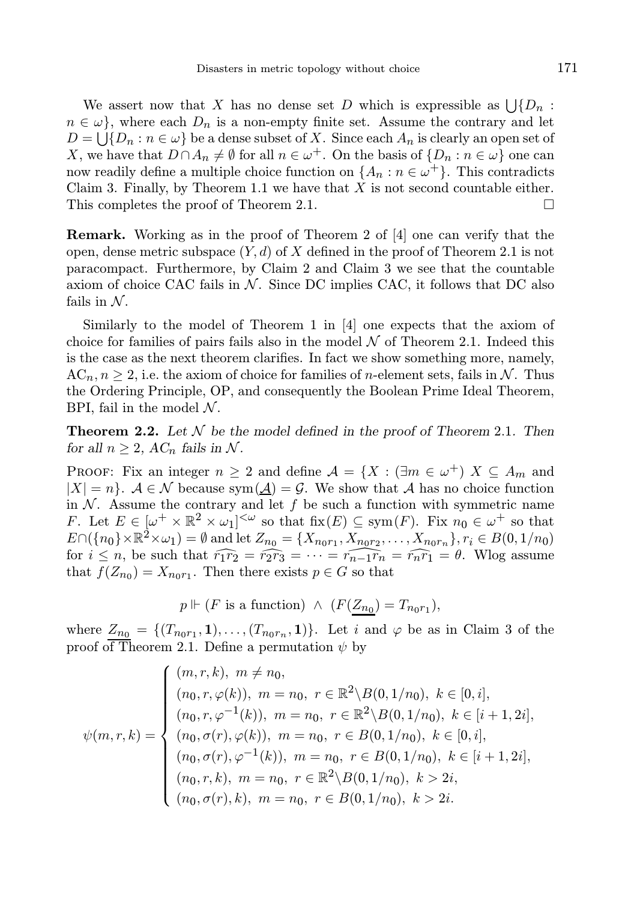We assert now that $X$ has no dense set $D$ which is expressible as $\bigcup\{D_n : n \in \omega\}$, where each $D_n$ is a non-empty finite set. Assume the contrary and let $D = \bigcup\{D_n : n \in \omega\}$ be a dense subset of $X$. Since each $A_n$ is clearly an open set of $X$, we have that $D \cap A_n \neq \emptyset$ for all $n \in \omega^+$. On the basis of $\{D_n : n \in \omega\}$ one can now readily define a multiple choice function on $\{A_n : n \in \omega^+\}$. This contradicts Claim 3. Finally, by Theorem 1.1 we have that $X$ is not second countable either. This completes the proof of Theorem 2.1. □

**Remark.** Working as in the proof of Theorem 2 of [4] one can verify that the open, dense metric subspace $(Y, d)$ of $X$ defined in the proof of Theorem 2.1 is not paracompact. Furthermore, by Claim 2 and Claim 3 we see that the countable axiom of choice CAC fails in $\mathcal{N}$. Since DC implies CAC, it follows that DC also fails in $\mathcal{N}$.

Similarly to the model of Theorem 1 in [4] one expects that the axiom of choice for families of pairs fails also in the model $\mathcal{N}$ of Theorem 2.1. Indeed this is the case as the next theorem clarifies. In fact we show something more, namely, $AC_n, n \geq 2$, i.e. the axiom of choice for families of $n$-element sets, fails in $\mathcal{N}$. Thus the Ordering Principle, OP, and consequently the Boolean Prime Ideal Theorem, BPI, fail in the model $\mathcal{N}$.

**Theorem 2.2.** *Let $\mathcal{N}$ be the model defined in the proof of Theorem 2.1. Then for all $n \geq 2$, $AC_n$ fails in $\mathcal{N}$.*

Proof: Fix an integer $n \geq 2$ and define $\mathcal{A} = \{X : (\exists m \in \omega^+)\ X \subseteq A_m \text{ and } |X| = n\}$. $\mathcal{A} \in \mathcal{N}$ because $\text{sym}(\underline{\mathcal{A}}) = \mathcal{G}$. We show that $\mathcal{A}$ has no choice function in $\mathcal{N}$. Assume the contrary and let $f$ be such a function with symmetric name $F$. Let $E \in [\omega^+ \times \mathbb{R}^2 \times \omega_1]^{<\omega}$ so that $\text{fix}(E) \subseteq \text{sym}(F)$. Fix $n_0 \in \omega^+$ so that $E \cap (\{n_0\} \times \mathbb{R}^2 \times \omega_1) = \emptyset$ and let $Z_{n_0} = \{X_{n_0 r_1}, X_{n_0 r_2}, \ldots, X_{n_0 r_n}\}, r_i \in B(0, 1/n_0)$ for $i \leq n$, be such that $\widehat{r_1 r_2} = \widehat{r_2 r_3} = \cdots = \widehat{r_{n-1} r_n} = \widehat{r_n r_1} = \theta$. Wlog assume that $f(Z_{n_0}) = X_{n_0 r_1}$. Then there exists $p \in G$ so that

$$p \Vdash (F \text{ is a function}) \ \wedge \ (F(\underline{Z_{n_0}}) = T_{n_0 r_1}),$$

where $\underline{Z_{n_0}} = \{(T_{n_0 r_1}, \mathbf{1}), \ldots, (T_{n_0 r_n}, \mathbf{1})\}$. Let $i$ and $\varphi$ be as in Claim 3 of the proof of Theorem 2.1. Define a permutation $\psi$ by

$$\psi(m, r, k) = \begin{cases} (m, r, k), \ m \neq n_0, \\ (n_0, r, \varphi(k)), \ m = n_0, \ r \in \mathbb{R}^2 \backslash B(0, 1/n_0), \ k \in [0, i], \\ (n_0, r, \varphi^{-1}(k)), \ m = n_0, \ r \in \mathbb{R}^2 \backslash B(0, 1/n_0), \ k \in [i+1, 2i], \\ (n_0, \sigma(r), \varphi(k)), \ m = n_0, \ r \in B(0, 1/n_0), \ k \in [0, i], \\ (n_0, \sigma(r), \varphi^{-1}(k)), \ m = n_0, \ r \in B(0, 1/n_0), \ k \in [i+1, 2i], \\ (n_0, r, k), \ m = n_0, \ r \in \mathbb{R}^2 \backslash B(0, 1/n_0), \ k > 2i, \\ (n_0, \sigma(r), k), \ m = n_0, \ r \in B(0, 1/n_0), \ k > 2i. \end{cases}$$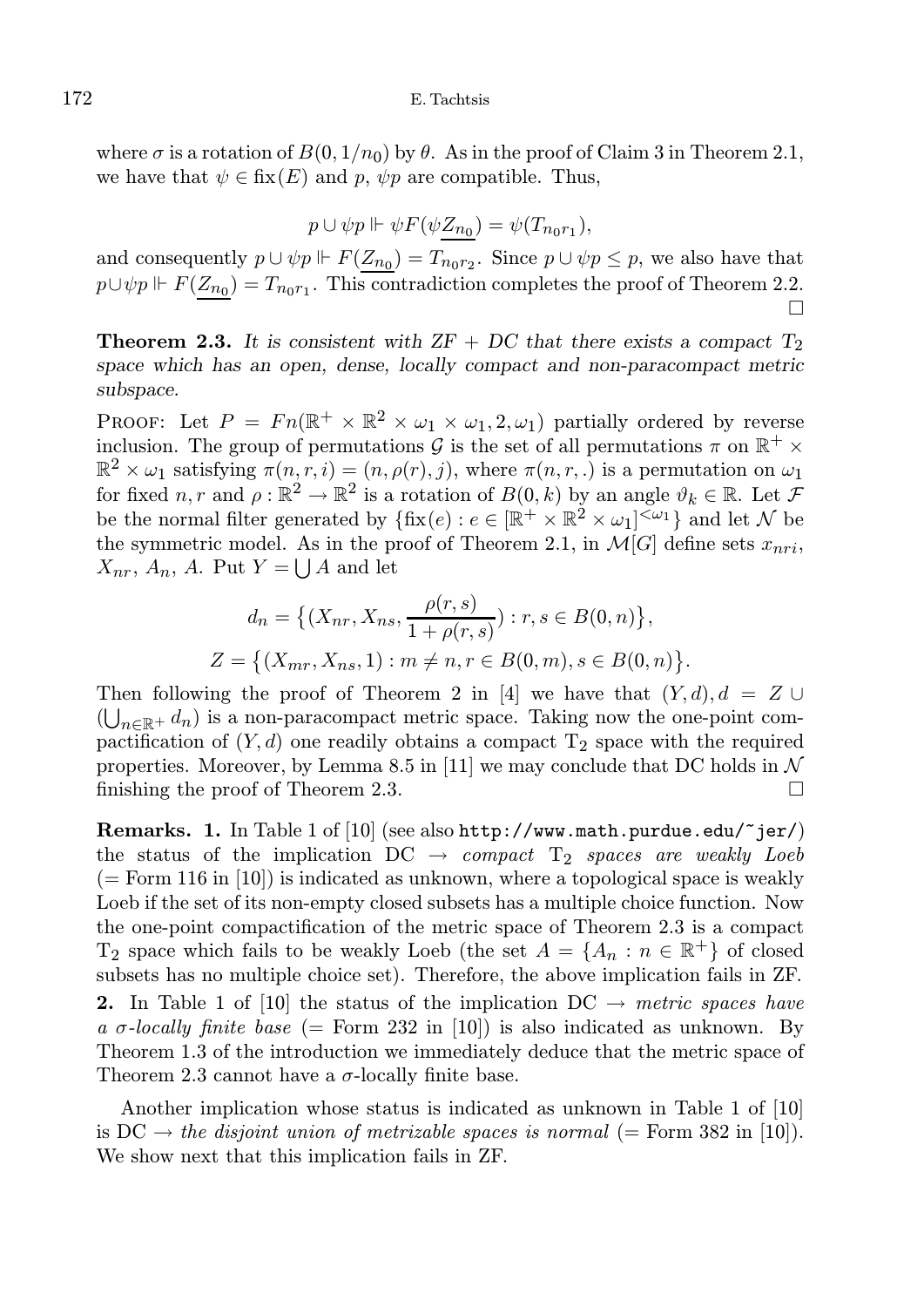where $\sigma$ is a rotation of $B(0, 1/n_0)$ by $\theta$. As in the proof of Claim 3 in Theorem 2.1, we have that $\psi \in \text{fix}(E)$ and $p$, $\psi p$ are compatible. Thus,

$$p \cup \psi p \Vdash \psi F(\psi \underline{Z_{n_0}}) = \psi(T_{n_0 r_1}),$$

and consequently $p \cup \psi p \Vdash F(\underline{Z_{n_0}}) = T_{n_0 r_2}$. Since $p \cup \psi p \leq p$, we also have that $p \cup \psi p \Vdash F(\underline{Z_{n_0}}) = T_{n_0 r_1}$. This contradiction completes the proof of Theorem 2.2. □

**Theorem 2.3.** *It is consistent with ZF + DC that there exists a compact $T_2$ space which has an open, dense, locally compact and non-paracompact metric subspace.*

Proof: Let $P = Fn(\mathbb{R}^+ \times \mathbb{R}^2 \times \omega_1 \times \omega_1, 2, \omega_1)$ partially ordered by reverse inclusion. The group of permutations $\mathcal{G}$ is the set of all permutations $\pi$ on $\mathbb{R}^+ \times \mathbb{R}^2 \times \omega_1$ satisfying $\pi(n, r, i) = (n, \rho(r), j)$, where $\pi(n, r, .)$ is a permutation on $\omega_1$ for fixed $n, r$ and $\rho : \mathbb{R}^2 \to \mathbb{R}^2$ is a rotation of $B(0, k)$ by an angle $\vartheta_k \in \mathbb{R}$. Let $\mathcal{F}$ be the normal filter generated by $\{\text{fix}(e) : e \in [\mathbb{R}^+ \times \mathbb{R}^2 \times \omega_1]^{<\omega_1}\}$ and let $\mathcal{N}$ be the symmetric model. As in the proof of Theorem 2.1, in $\mathcal{M}[G]$ define sets $x_{nri}$, $X_{nr}$, $A_n$, $A$. Put $Y = \bigcup A$ and let

$$d_n = \big\{(X_{nr}, X_{ns}, \frac{\rho(r,s)}{1 + \rho(r,s)}) : r, s \in B(0, n)\big\},$$

$$Z = \big\{(X_{mr}, X_{ns}, 1) : m \neq n, r \in B(0, m), s \in B(0, n)\big\}.$$

Then following the proof of Theorem 2 in [4] we have that $(Y, d), d = Z \cup (\bigcup_{n \in \mathbb{R}^+} d_n)$ is a non-paracompact metric space. Taking now the one-point compactification of $(Y, d)$ one readily obtains a compact $\mathrm{T}_2$ space with the required properties. Moreover, by Lemma 8.5 in [11] we may conclude that DC holds in $\mathcal{N}$ finishing the proof of Theorem 2.3. □

**Remarks. 1.** In Table 1 of [10] (see also `http://www.math.purdue.edu/~jer/`) the status of the implication DC $\to$ *compact* $\mathrm{T}_2$ *spaces are weakly Loeb* (= Form 116 in [10]) is indicated as unknown, where a topological space is weakly Loeb if the set of its non-empty closed subsets has a multiple choice function. Now the one-point compactification of the metric space of Theorem 2.3 is a compact $\mathrm{T}_2$ space which fails to be weakly Loeb (the set $A = \{A_n : n \in \mathbb{R}^+\}$ of closed subsets has no multiple choice set). Therefore, the above implication fails in ZF.

**2.** In Table 1 of [10] the status of the implication DC $\to$ *metric spaces have a $\sigma$-locally finite base* (= Form 232 in [10]) is also indicated as unknown. By Theorem 1.3 of the introduction we immediately deduce that the metric space of Theorem 2.3 cannot have a $\sigma$-locally finite base.

Another implication whose status is indicated as unknown in Table 1 of [10] is DC $\to$ *the disjoint union of metrizable spaces is normal* (= Form 382 in [10]). We show next that this implication fails in ZF.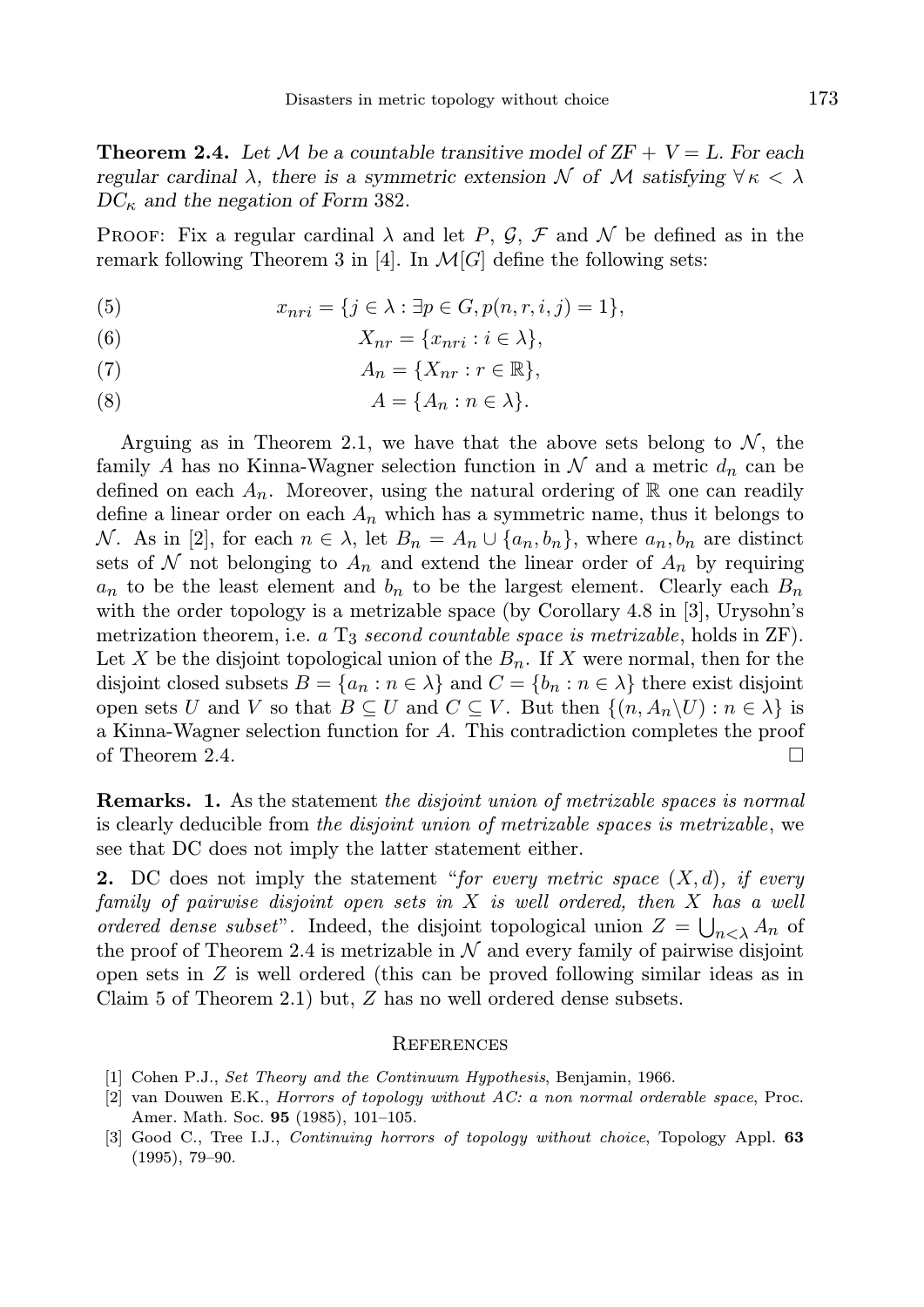**Theorem 2.4.** *Let $\mathcal{M}$ be a countable transitive model of ZF + V = L. For each regular cardinal $\lambda$, there is a symmetric extension $\mathcal{N}$ of $\mathcal{M}$ satisfying $\forall \kappa < \lambda$ $DC_\kappa$ and the negation of Form 382.*

Proof: Fix a regular cardinal $\lambda$ and let $P$, $\mathcal{G}$, $\mathcal{F}$ and $\mathcal{N}$ be defined as in the remark following Theorem 3 in [4]. In $\mathcal{M}[G]$ define the following sets:

$$x_{nri} = \{j \in \lambda : \exists p \in G, p(n, r, i, j) = 1\}, \tag{5}$$

$$X_{nr} = \{x_{nri} : i \in \lambda\}, \tag{6}$$

$$A_n = \{X_{nr} : r \in \mathbb{R}\}, \tag{7}$$

$$A = \{A_n : n \in \lambda\}. \tag{8}$$

Arguing as in Theorem 2.1, we have that the above sets belong to $\mathcal{N}$, the family $A$ has no Kinna-Wagner selection function in $\mathcal{N}$ and a metric $d_n$ can be defined on each $A_n$. Moreover, using the natural ordering of $\mathbb{R}$ one can readily define a linear order on each $A_n$ which has a symmetric name, thus it belongs to $\mathcal{N}$. As in [2], for each $n \in \lambda$, let $B_n = A_n \cup \{a_n, b_n\}$, where $a_n, b_n$ are distinct sets of $\mathcal{N}$ not belonging to $A_n$ and extend the linear order of $A_n$ by requiring $a_n$ to be the least element and $b_n$ to be the largest element. Clearly each $B_n$ with the order topology is a metrizable space (by Corollary 4.8 in [3], Urysohn's metrization theorem, i.e. *a* $T_3$ *second countable space is metrizable*, holds in ZF). Let $X$ be the disjoint topological union of the $B_n$. If $X$ were normal, then for the disjoint closed subsets $B = \{a_n : n \in \lambda\}$ and $C = \{b_n : n \in \lambda\}$ there exist disjoint open sets $U$ and $V$ so that $B \subseteq U$ and $C \subseteq V$. But then $\{(n, A_n \backslash U) : n \in \lambda\}$ is a Kinna-Wagner selection function for $A$. This contradiction completes the proof of Theorem 2.4. □

**Remarks. 1.** As the statement *the disjoint union of metrizable spaces is normal* is clearly deducible from *the disjoint union of metrizable spaces is metrizable*, we see that DC does not imply the latter statement either.

**2.** DC does not imply the statement "*for every metric space $(X, d)$, if every family of pairwise disjoint open sets in $X$ is well ordered, then $X$ has a well ordered dense subset*". Indeed, the disjoint topological union $Z = \bigcup_{n<\lambda} A_n$ of the proof of Theorem 2.4 is metrizable in $\mathcal{N}$ and every family of pairwise disjoint open sets in $Z$ is well ordered (this can be proved following similar ideas as in Claim 5 of Theorem 2.1) but, $Z$ has no well ordered dense subsets.

## References

[1] Cohen P.J., *Set Theory and the Continuum Hypothesis*, Benjamin, 1966.

[2] van Douwen E.K., *Horrors of topology without AC: a non normal orderable space*, Proc. Amer. Math. Soc. **95** (1985), 101–105.

[3] Good C., Tree I.J., *Continuing horrors of topology without choice*, Topology Appl. **63** (1995), 79–90.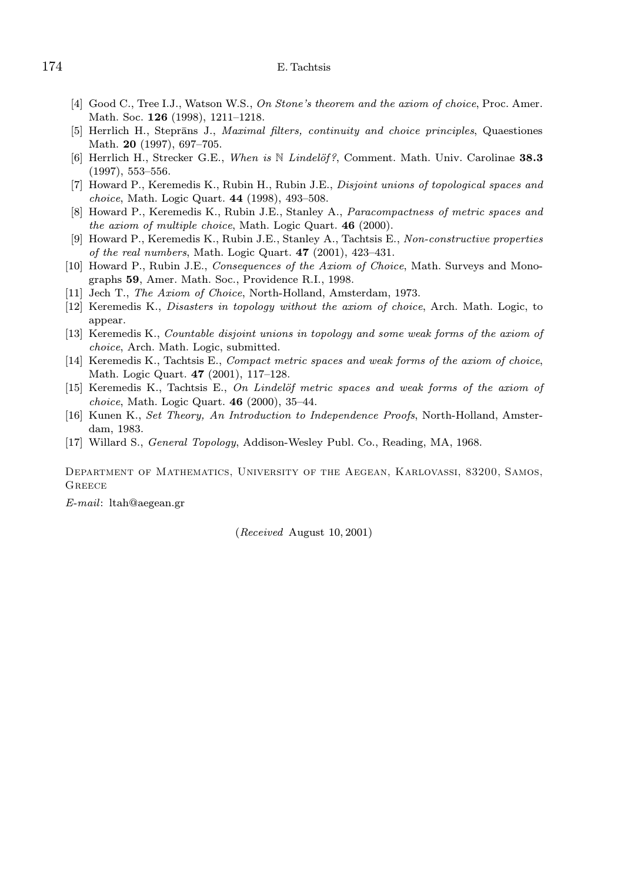[4] Good C., Tree I.J., Watson W.S., *On Stone's theorem and the axiom of choice*, Proc. Amer. Math. Soc. **126** (1998), 1211–1218.

[5] Herrlich H., Steprāns J., *Maximal filters, continuity and choice principles*, Quaestiones Math. **20** (1997), 697–705.

[6] Herrlich H., Strecker G.E., *When is $\mathbb{N}$ Lindelöf?*, Comment. Math. Univ. Carolinae **38.3** (1997), 553–556.

[7] Howard P., Keremedis K., Rubin H., Rubin J.E., *Disjoint unions of topological spaces and choice*, Math. Logic Quart. **44** (1998), 493–508.

[8] Howard P., Keremedis K., Rubin J.E., Stanley A., *Paracompactness of metric spaces and the axiom of multiple choice*, Math. Logic Quart. **46** (2000).

[9] Howard P., Keremedis K., Rubin J.E., Stanley A., Tachtsis E., *Non-constructive properties of the real numbers*, Math. Logic Quart. **47** (2001), 423–431.

[10] Howard P., Rubin J.E., *Consequences of the Axiom of Choice*, Math. Surveys and Monographs **59**, Amer. Math. Soc., Providence R.I., 1998.

[11] Jech T., *The Axiom of Choice*, North-Holland, Amsterdam, 1973.

[12] Keremedis K., *Disasters in topology without the axiom of choice*, Arch. Math. Logic, to appear.

[13] Keremedis K., *Countable disjoint unions in topology and some weak forms of the axiom of choice*, Arch. Math. Logic, submitted.

[14] Keremedis K., Tachtsis E., *Compact metric spaces and weak forms of the axiom of choice*, Math. Logic Quart. **47** (2001), 117–128.

[15] Keremedis K., Tachtsis E., *On Lindelöf metric spaces and weak forms of the axiom of choice*, Math. Logic Quart. **46** (2000), 35–44.

[16] Kunen K., *Set Theory, An Introduction to Independence Proofs*, North-Holland, Amsterdam, 1983.

[17] Willard S., *General Topology*, Addison-Wesley Publ. Co., Reading, MA, 1968.

Department of Mathematics, University of the Aegean, Karlovassi, 83200, Samos, Greece

*E-mail*: ltah@aegean.gr

(*Received* August 10, 2001)